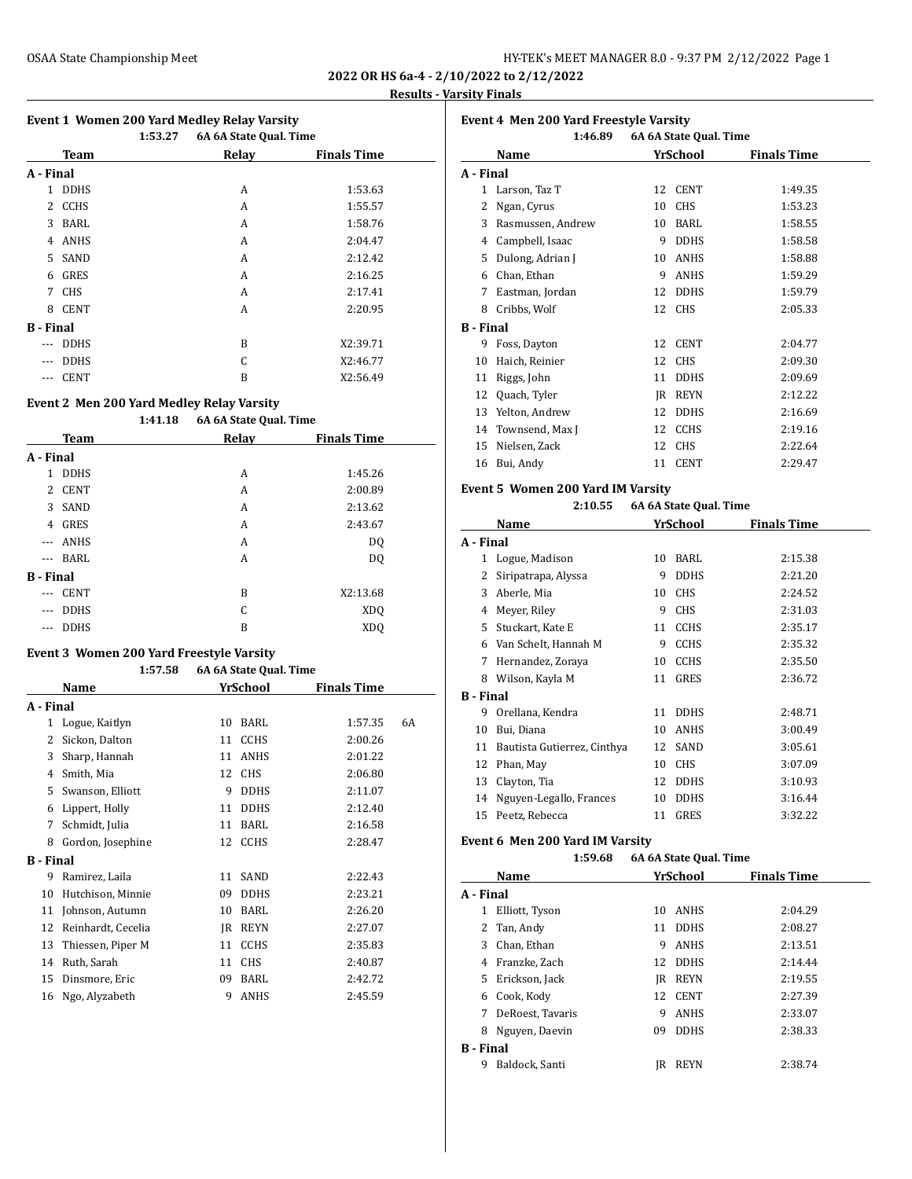OSAA State Championship Meet

**2022 OR HS 6a-4 - 2/10/2022 to 2/12/2022**

**Results - Varsity Finals**

### Event 1 Women 200 Yard Medley Relay Varsity

1:53.27 6A 6A State Qual. Time

| | Team | Relay | Finals Time |
|---|---|---|---|
| **A - Final** | | | |
| 1 | DDHS | A | 1:53.63 |
| 2 | CCHS | A | 1:55.57 |
| 3 | BARL | A | 1:58.76 |
| 4 | ANHS | A | 2:04.47 |
| 5 | SAND | A | 2:12.42 |
| 6 | GRES | A | 2:16.25 |
| 7 | CHS | A | 2:17.41 |
| 8 | CENT | A | 2:20.95 |
| **B - Final** | | | |
| --- | DDHS | B | X2:39.71 |
| --- | DDHS | C | X2:46.77 |
| --- | CENT | B | X2:56.49 |

### Event 2 Men 200 Yard Medley Relay Varsity

1:41.18 6A 6A State Qual. Time

| | Team | Relay | Finals Time |
|---|---|---|---|
| **A - Final** | | | |
| 1 | DDHS | A | 1:45.26 |
| 2 | CENT | A | 2:00.89 |
| 3 | SAND | A | 2:13.62 |
| 4 | GRES | A | 2:43.67 |
| --- | ANHS | A | DQ |
| --- | BARL | A | DQ |
| **B - Final** | | | |
| --- | CENT | B | X2:13.68 |
| --- | DDHS | C | XDQ |
| --- | DDHS | B | XDQ |

### Event 3 Women 200 Yard Freestyle Varsity

1:57.58 6A 6A State Qual. Time

| | Name | Yr | School | Finals Time | |
|---|---|---|---|---|---|
| **A - Final** | | | | | |
| 1 | Logue, Kaitlyn | 10 | BARL | 1:57.35 | 6A |
| 2 | Sickon, Dalton | 11 | CCHS | 2:00.26 | |
| 3 | Sharp, Hannah | 11 | ANHS | 2:01.22 | |
| 4 | Smith, Mia | 12 | CHS | 2:06.80 | |
| 5 | Swanson, Elliott | 9 | DDHS | 2:11.07 | |
| 6 | Lippert, Holly | 11 | DDHS | 2:12.40 | |
| 7 | Schmidt, Julia | 11 | BARL | 2:16.58 | |
| 8 | Gordon, Josephine | 12 | CCHS | 2:28.47 | |
| **B - Final** | | | | | |
| 9 | Ramirez, Laila | 11 | SAND | 2:22.43 | |
| 10 | Hutchison, Minnie | 09 | DDHS | 2:23.21 | |
| 11 | Johnson, Autumn | 10 | BARL | 2:26.20 | |
| 12 | Reinhardt, Cecelia | JR | REYN | 2:27.07 | |
| 13 | Thiessen, Piper M | 11 | CCHS | 2:35.83 | |
| 14 | Ruth, Sarah | 11 | CHS | 2:40.87 | |
| 15 | Dinsmore, Eric | 09 | BARL | 2:42.72 | |
| 16 | Ngo, Alyzabeth | 9 | ANHS | 2:45.59 | |

### Event 4 Men 200 Yard Freestyle Varsity

1:46.89 6A 6A State Qual. Time

| | Name | Yr | School | Finals Time |
|---|---|---|---|---|
| **A - Final** | | | | |
| 1 | Larson, Taz T | 12 | CENT | 1:49.35 |
| 2 | Ngan, Cyrus | 10 | CHS | 1:53.23 |
| 3 | Rasmussen, Andrew | 10 | BARL | 1:58.55 |
| 4 | Campbell, Isaac | 9 | DDHS | 1:58.58 |
| 5 | Dulong, Adrian J | 10 | ANHS | 1:58.88 |
| 6 | Chan, Ethan | 9 | ANHS | 1:59.29 |
| 7 | Eastman, Jordan | 12 | DDHS | 1:59.79 |
| 8 | Cribbs, Wolf | 12 | CHS | 2:05.33 |
| **B - Final** | | | | |
| 9 | Foss, Dayton | 12 | CENT | 2:04.77 |
| 10 | Haich, Reinier | 12 | CHS | 2:09.30 |
| 11 | Riggs, John | 11 | DDHS | 2:09.69 |
| 12 | Quach, Tyler | JR | REYN | 2:12.22 |
| 13 | Yelton, Andrew | 12 | DDHS | 2:16.69 |
| 14 | Townsend, Max J | 12 | CCHS | 2:19.16 |
| 15 | Nielsen, Zack | 12 | CHS | 2:22.64 |
| 16 | Bui, Andy | 11 | CENT | 2:29.47 |

### Event 5 Women 200 Yard IM Varsity

2:10.55 6A 6A State Qual. Time

| | Name | Yr | School | Finals Time |
|---|---|---|---|---|
| **A - Final** | | | | |
| 1 | Logue, Madison | 10 | BARL | 2:15.38 |
| 2 | Siripatrapa, Alyssa | 9 | DDHS | 2:21.20 |
| 3 | Aberle, Mia | 10 | CHS | 2:24.52 |
| 4 | Meyer, Riley | 9 | CHS | 2:31.03 |
| 5 | Stuckart, Kate E | 11 | CCHS | 2:35.17 |
| 6 | Van Schelt, Hannah M | 9 | CCHS | 2:35.32 |
| 7 | Hernandez, Zoraya | 10 | CCHS | 2:35.50 |
| 8 | Wilson, Kayla M | 11 | GRES | 2:36.72 |
| **B - Final** | | | | |
| 9 | Orellana, Kendra | 11 | DDHS | 2:48.71 |
| 10 | Bui, Diana | 10 | ANHS | 3:00.49 |
| 11 | Bautista Gutierrez, Cinthya | 12 | SAND | 3:05.61 |
| 12 | Phan, May | 10 | CHS | 3:07.09 |
| 13 | Clayton, Tia | 12 | DDHS | 3:10.93 |
| 14 | Nguyen-Legallo, Frances | 10 | DDHS | 3:16.44 |
| 15 | Peetz, Rebecca | 11 | GRES | 3:32.22 |

### Event 6 Men 200 Yard IM Varsity

1:59.68 6A 6A State Qual. Time

| | Name | Yr | School | Finals Time |
|---|---|---|---|---|
| **A - Final** | | | | |
| 1 | Elliott, Tyson | 10 | ANHS | 2:04.29 |
| 2 | Tan, Andy | 11 | DDHS | 2:08.27 |
| 3 | Chan, Ethan | 9 | ANHS | 2:13.51 |
| 4 | Franzke, Zach | 12 | DDHS | 2:14.44 |
| 5 | Erickson, Jack | JR | REYN | 2:19.55 |
| 6 | Cook, Kody | 12 | CENT | 2:27.39 |
| 7 | DeRoest, Tavaris | 9 | ANHS | 2:33.07 |
| 8 | Nguyen, Daevin | 09 | DDHS | 2:38.33 |
| **B - Final** | | | | |
| 9 | Baldock, Santi | JR | REYN | 2:38.74 |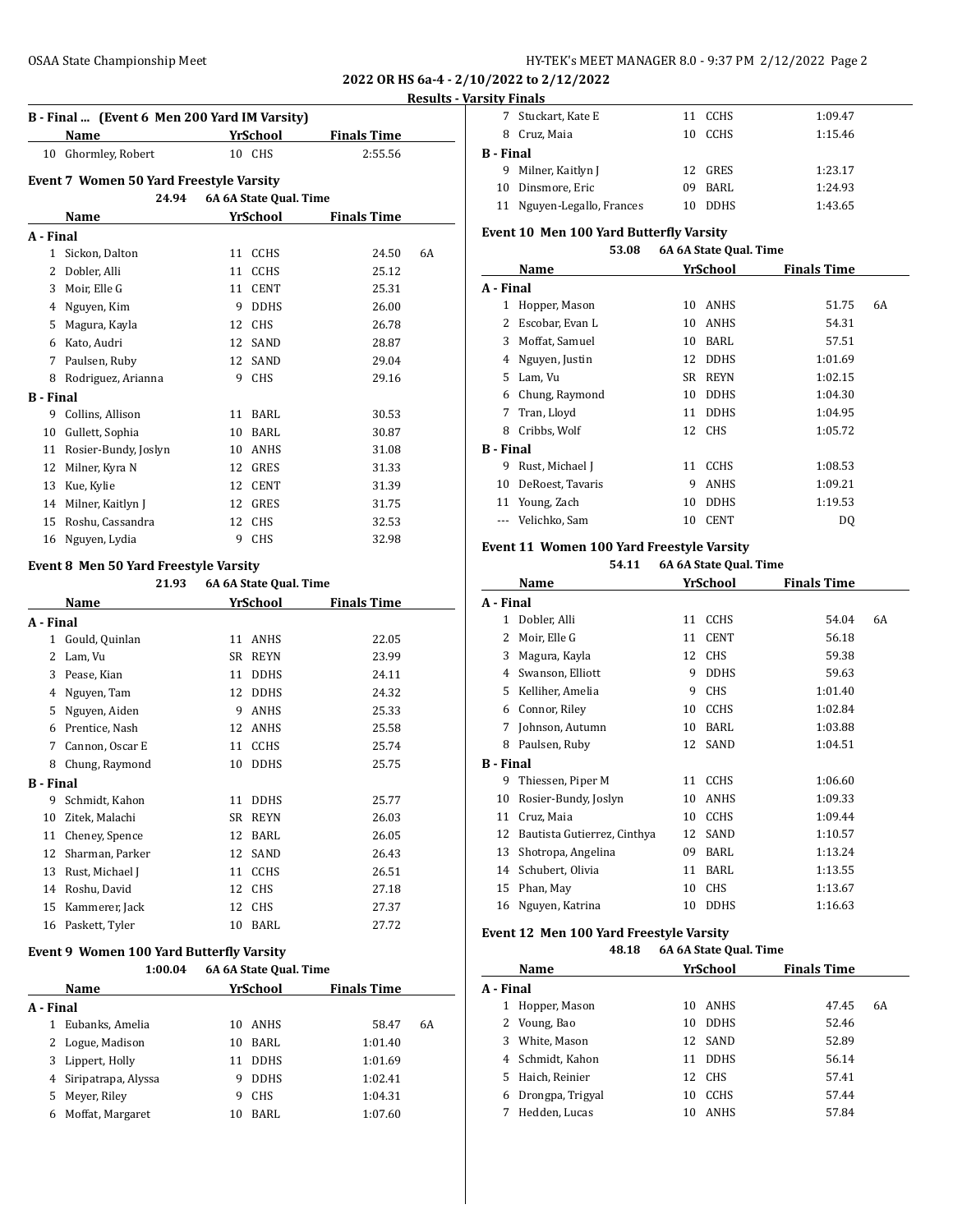**2022 OR HS 6a-4 - 2/10/2022 to 2/12/2022**

**Results - Varsity Finals**

### B - Final ... (Event 6 Men 200 Yard IM Varsity)

| | Name | Yr | School | Finals Time | |
|---|---|---|---|---|---|
| 10 | Ghormley, Robert | 10 | CHS | 2:55.56 | |

### Event 7 Women 50 Yard Freestyle Varsity

24.94 6A 6A State Qual. Time

| | Name | Yr | School | Finals Time | |
|---|---|---|---|---|---|
| **A - Final** | | | | | |
| 1 | Sickon, Dalton | 11 | CCHS | 24.50 | 6A |
| 2 | Dobler, Alli | 11 | CCHS | 25.12 | |
| 3 | Moir, Elle G | 11 | CENT | 25.31 | |
| 4 | Nguyen, Kim | 9 | DDHS | 26.00 | |
| 5 | Magura, Kayla | 12 | CHS | 26.78 | |
| 6 | Kato, Audri | 12 | SAND | 28.87 | |
| 7 | Paulsen, Ruby | 12 | SAND | 29.04 | |
| 8 | Rodriguez, Arianna | 9 | CHS | 29.16 | |
| **B - Final** | | | | | |
| 9 | Collins, Allison | 11 | BARL | 30.53 | |
| 10 | Gullett, Sophia | 10 | BARL | 30.87 | |
| 11 | Rosier-Bundy, Joslyn | 10 | ANHS | 31.08 | |
| 12 | Milner, Kyra N | 12 | GRES | 31.33 | |
| 13 | Kue, Kylie | 12 | CENT | 31.39 | |
| 14 | Milner, Kaitlyn J | 12 | GRES | 31.75 | |
| 15 | Roshu, Cassandra | 12 | CHS | 32.53 | |
| 16 | Nguyen, Lydia | 9 | CHS | 32.98 | |

### Event 8 Men 50 Yard Freestyle Varsity

21.93 6A 6A State Qual. Time

| | Name | Yr | School | Finals Time |
|---|---|---|---|---|
| **A - Final** | | | | |
| 1 | Gould, Quinlan | 11 | ANHS | 22.05 |
| 2 | Lam, Vu | SR | REYN | 23.99 |
| 3 | Pease, Kian | 11 | DDHS | 24.11 |
| 4 | Nguyen, Tam | 12 | DDHS | 24.32 |
| 5 | Nguyen, Aiden | 9 | ANHS | 25.33 |
| 6 | Prentice, Nash | 12 | ANHS | 25.58 |
| 7 | Cannon, Oscar E | 11 | CCHS | 25.74 |
| 8 | Chung, Raymond | 10 | DDHS | 25.75 |
| **B - Final** | | | | |
| 9 | Schmidt, Kahon | 11 | DDHS | 25.77 |
| 10 | Zitek, Malachi | SR | REYN | 26.03 |
| 11 | Cheney, Spence | 12 | BARL | 26.05 |
| 12 | Sharman, Parker | 12 | SAND | 26.43 |
| 13 | Rust, Michael J | 11 | CCHS | 26.51 |
| 14 | Roshu, David | 12 | CHS | 27.18 |
| 15 | Kammerer, Jack | 12 | CHS | 27.37 |
| 16 | Paskett, Tyler | 10 | BARL | 27.72 |

### Event 9 Women 100 Yard Butterfly Varsity

1:00.04 6A 6A State Qual. Time

| | Name | Yr | School | Finals Time | |
|---|---|---|---|---|---|
| **A - Final** | | | | | |
| 1 | Eubanks, Amelia | 10 | ANHS | 58.47 | 6A |
| 2 | Logue, Madison | 10 | BARL | 1:01.40 | |
| 3 | Lippert, Holly | 11 | DDHS | 1:01.69 | |
| 4 | Siripatrapa, Alyssa | 9 | DDHS | 1:02.41 | |
| 5 | Meyer, Riley | 9 | CHS | 1:04.31 | |
| 6 | Moffat, Margaret | 10 | BARL | 1:07.60 | |
| 7 | Stuckart, Kate E | 11 | CCHS | 1:09.47 | |
| 8 | Cruz, Maia | 10 | CCHS | 1:15.46 | |
| **B - Final** | | | | | |
| 9 | Milner, Kaitlyn J | 12 | GRES | 1:23.17 | |
| 10 | Dinsmore, Eric | 09 | BARL | 1:24.93 | |
| 11 | Nguyen-Legallo, Frances | 10 | DDHS | 1:43.65 | |

### Event 10 Men 100 Yard Butterfly Varsity

53.08 6A 6A State Qual. Time

| | Name | Yr | School | Finals Time | |
|---|---|---|---|---|---|
| **A - Final** | | | | | |
| 1 | Hopper, Mason | 10 | ANHS | 51.75 | 6A |
| 2 | Escobar, Evan L | 10 | ANHS | 54.31 | |
| 3 | Moffat, Samuel | 10 | BARL | 57.51 | |
| 4 | Nguyen, Justin | 12 | DDHS | 1:01.69 | |
| 5 | Lam, Vu | SR | REYN | 1:02.15 | |
| 6 | Chung, Raymond | 10 | DDHS | 1:04.30 | |
| 7 | Tran, Lloyd | 11 | DDHS | 1:04.95 | |
| 8 | Cribbs, Wolf | 12 | CHS | 1:05.72 | |
| **B - Final** | | | | | |
| 9 | Rust, Michael J | 11 | CCHS | 1:08.53 | |
| 10 | DeRoest, Tavaris | 9 | ANHS | 1:09.21 | |
| 11 | Young, Zach | 10 | DDHS | 1:19.53 | |
| --- | Velichko, Sam | 10 | CENT | DQ | |

### Event 11 Women 100 Yard Freestyle Varsity

54.11 6A 6A State Qual. Time

| | Name | Yr | School | Finals Time | |
|---|---|---|---|---|---|
| **A - Final** | | | | | |
| 1 | Dobler, Alli | 11 | CCHS | 54.04 | 6A |
| 2 | Moir, Elle G | 11 | CENT | 56.18 | |
| 3 | Magura, Kayla | 12 | CHS | 59.38 | |
| 4 | Swanson, Elliott | 9 | DDHS | 59.63 | |
| 5 | Kelliher, Amelia | 9 | CHS | 1:01.40 | |
| 6 | Connor, Riley | 10 | CCHS | 1:02.84 | |
| 7 | Johnson, Autumn | 10 | BARL | 1:03.88 | |
| 8 | Paulsen, Ruby | 12 | SAND | 1:04.51 | |
| **B - Final** | | | | | |
| 9 | Thiessen, Piper M | 11 | CCHS | 1:06.60 | |
| 10 | Rosier-Bundy, Joslyn | 10 | ANHS | 1:09.33 | |
| 11 | Cruz, Maia | 10 | CCHS | 1:09.44 | |
| 12 | Bautista Gutierrez, Cinthya | 12 | SAND | 1:10.57 | |
| 13 | Shotropa, Angelina | 09 | BARL | 1:13.24 | |
| 14 | Schubert, Olivia | 11 | BARL | 1:13.55 | |
| 15 | Phan, May | 10 | CHS | 1:13.67 | |
| 16 | Nguyen, Katrina | 10 | DDHS | 1:16.63 | |

### Event 12 Men 100 Yard Freestyle Varsity

48.18 6A 6A State Qual. Time

| | Name | Yr | School | Finals Time | |
|---|---|---|---|---|---|
| **A - Final** | | | | | |
| 1 | Hopper, Mason | 10 | ANHS | 47.45 | 6A |
| 2 | Voung, Bao | 10 | DDHS | 52.46 | |
| 3 | White, Mason | 12 | SAND | 52.89 | |
| 4 | Schmidt, Kahon | 11 | DDHS | 56.14 | |
| 5 | Haich, Reinier | 12 | CHS | 57.41 | |
| 6 | Drongpa, Trigyal | 10 | CCHS | 57.44 | |
| 7 | Hedden, Lucas | 10 | ANHS | 57.84 | |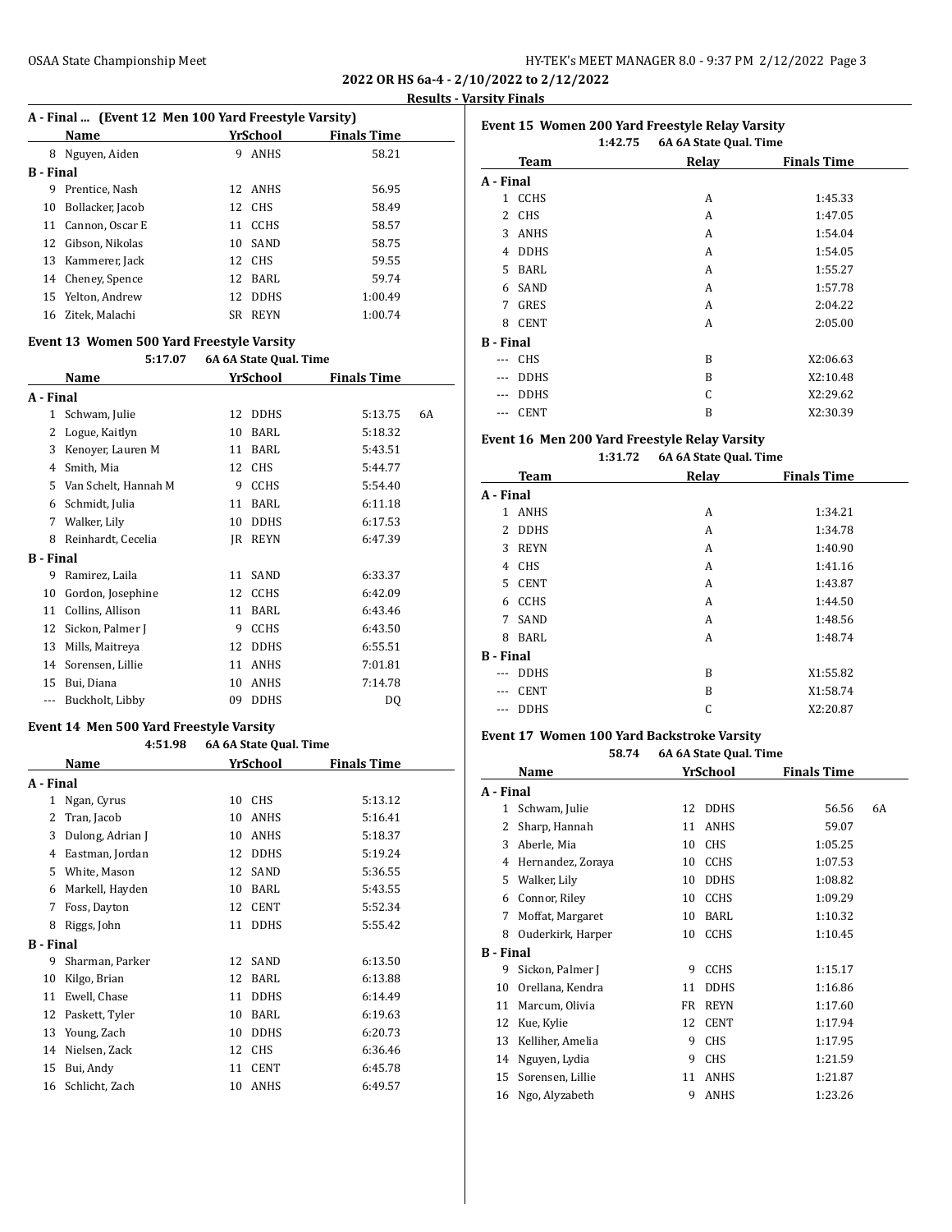**2022 OR HS 6a-4 - 2/10/2022 to 2/12/2022**

**Results - Varsity Finals**

### A - Final ... (Event 12 Men 100 Yard Freestyle Varsity)

| | Name | Yr | School | Finals Time | |
|---|---|---|---|---|---|
| 8 | Nguyen, Aiden | 9 | ANHS | 58.21 | |
| **B - Final** | | | | | |
| 9 | Prentice, Nash | 12 | ANHS | 56.95 | |
| 10 | Bollacker, Jacob | 12 | CHS | 58.49 | |
| 11 | Cannon, Oscar E | 11 | CCHS | 58.57 | |
| 12 | Gibson, Nikolas | 10 | SAND | 58.75 | |
| 13 | Kammerer, Jack | 12 | CHS | 59.55 | |
| 14 | Cheney, Spence | 12 | BARL | 59.74 | |
| 15 | Yelton, Andrew | 12 | DDHS | 1:00.49 | |
| 16 | Zitek, Malachi | SR | REYN | 1:00.74 | |

### Event 13 Women 500 Yard Freestyle Varsity

5:17.07 6A 6A State Qual. Time

| | Name | Yr | School | Finals Time | |
|---|---|---|---|---|---|
| **A - Final** | | | | | |
| 1 | Schwam, Julie | 12 | DDHS | 5:13.75 | 6A |
| 2 | Logue, Kaitlyn | 10 | BARL | 5:18.32 | |
| 3 | Kenoyer, Lauren M | 11 | BARL | 5:43.51 | |
| 4 | Smith, Mia | 12 | CHS | 5:44.77 | |
| 5 | Van Schelt, Hannah M | 9 | CCHS | 5:54.40 | |
| 6 | Schmidt, Julia | 11 | BARL | 6:11.18 | |
| 7 | Walker, Lily | 10 | DDHS | 6:17.53 | |
| 8 | Reinhardt, Cecelia | JR | REYN | 6:47.39 | |
| **B - Final** | | | | | |
| 9 | Ramirez, Laila | 11 | SAND | 6:33.37 | |
| 10 | Gordon, Josephine | 12 | CCHS | 6:42.09 | |
| 11 | Collins, Allison | 11 | BARL | 6:43.46 | |
| 12 | Sickon, Palmer J | 9 | CCHS | 6:43.50 | |
| 13 | Mills, Maitreya | 12 | DDHS | 6:55.51 | |
| 14 | Sorensen, Lillie | 11 | ANHS | 7:01.81 | |
| 15 | Bui, Diana | 10 | ANHS | 7:14.78 | |
| --- | Buckholt, Libby | 09 | DDHS | DQ | |

### Event 14 Men 500 Yard Freestyle Varsity

4:51.98 6A 6A State Qual. Time

| | Name | Yr | School | Finals Time |
|---|---|---|---|---|
| **A - Final** | | | | |
| 1 | Ngan, Cyrus | 10 | CHS | 5:13.12 |
| 2 | Tran, Jacob | 10 | ANHS | 5:16.41 |
| 3 | Dulong, Adrian J | 10 | ANHS | 5:18.37 |
| 4 | Eastman, Jordan | 12 | DDHS | 5:19.24 |
| 5 | White, Mason | 12 | SAND | 5:36.55 |
| 6 | Markell, Hayden | 10 | BARL | 5:43.55 |
| 7 | Foss, Dayton | 12 | CENT | 5:52.34 |
| 8 | Riggs, John | 11 | DDHS | 5:55.42 |
| **B - Final** | | | | |
| 9 | Sharman, Parker | 12 | SAND | 6:13.50 |
| 10 | Kilgo, Brian | 12 | BARL | 6:13.88 |
| 11 | Ewell, Chase | 11 | DDHS | 6:14.49 |
| 12 | Paskett, Tyler | 10 | BARL | 6:19.63 |
| 13 | Young, Zach | 10 | DDHS | 6:20.73 |
| 14 | Nielsen, Zack | 12 | CHS | 6:36.46 |
| 15 | Bui, Andy | 11 | CENT | 6:45.78 |
| 16 | Schlicht, Zach | 10 | ANHS | 6:49.57 |

### Event 15 Women 200 Yard Freestyle Relay Varsity

1:42.75 6A 6A State Qual. Time

| | Team | Relay | Finals Time |
|---|---|---|---|
| **A - Final** | | | |
| 1 | CCHS | A | 1:45.33 |
| 2 | CHS | A | 1:47.05 |
| 3 | ANHS | A | 1:54.04 |
| 4 | DDHS | A | 1:54.05 |
| 5 | BARL | A | 1:55.27 |
| 6 | SAND | A | 1:57.78 |
| 7 | GRES | A | 2:04.22 |
| 8 | CENT | A | 2:05.00 |
| **B - Final** | | | |
| --- | CHS | B | X2:06.63 |
| --- | DDHS | B | X2:10.48 |
| --- | DDHS | C | X2:29.62 |
| --- | CENT | B | X2:30.39 |

### Event 16 Men 200 Yard Freestyle Relay Varsity

1:31.72 6A 6A State Qual. Time

| | Team | Relay | Finals Time |
|---|---|---|---|
| **A - Final** | | | |
| 1 | ANHS | A | 1:34.21 |
| 2 | DDHS | A | 1:34.78 |
| 3 | REYN | A | 1:40.90 |
| 4 | CHS | A | 1:41.16 |
| 5 | CENT | A | 1:43.87 |
| 6 | CCHS | A | 1:44.50 |
| 7 | SAND | A | 1:48.56 |
| 8 | BARL | A | 1:48.74 |
| **B - Final** | | | |
| --- | DDHS | B | X1:55.82 |
| --- | CENT | B | X1:58.74 |
| --- | DDHS | C | X2:20.87 |

### Event 17 Women 100 Yard Backstroke Varsity

58.74 6A 6A State Qual. Time

| | Name | Yr | School | Finals Time | |
|---|---|---|---|---|---|
| **A - Final** | | | | | |
| 1 | Schwam, Julie | 12 | DDHS | 56.56 | 6A |
| 2 | Sharp, Hannah | 11 | ANHS | 59.07 | |
| 3 | Aberle, Mia | 10 | CHS | 1:05.25 | |
| 4 | Hernandez, Zoraya | 10 | CCHS | 1:07.53 | |
| 5 | Walker, Lily | 10 | DDHS | 1:08.82 | |
| 6 | Connor, Riley | 10 | CCHS | 1:09.29 | |
| 7 | Moffat, Margaret | 10 | BARL | 1:10.32 | |
| 8 | Ouderkirk, Harper | 10 | CCHS | 1:10.45 | |
| **B - Final** | | | | | |
| 9 | Sickon, Palmer J | 9 | CCHS | 1:15.17 | |
| 10 | Orellana, Kendra | 11 | DDHS | 1:16.86 | |
| 11 | Marcum, Olivia | FR | REYN | 1:17.60 | |
| 12 | Kue, Kylie | 12 | CENT | 1:17.94 | |
| 13 | Kelliher, Amelia | 9 | CHS | 1:17.95 | |
| 14 | Nguyen, Lydia | 9 | CHS | 1:21.59 | |
| 15 | Sorensen, Lillie | 11 | ANHS | 1:21.87 | |
| 16 | Ngo, Alyzabeth | 9 | ANHS | 1:23.26 | |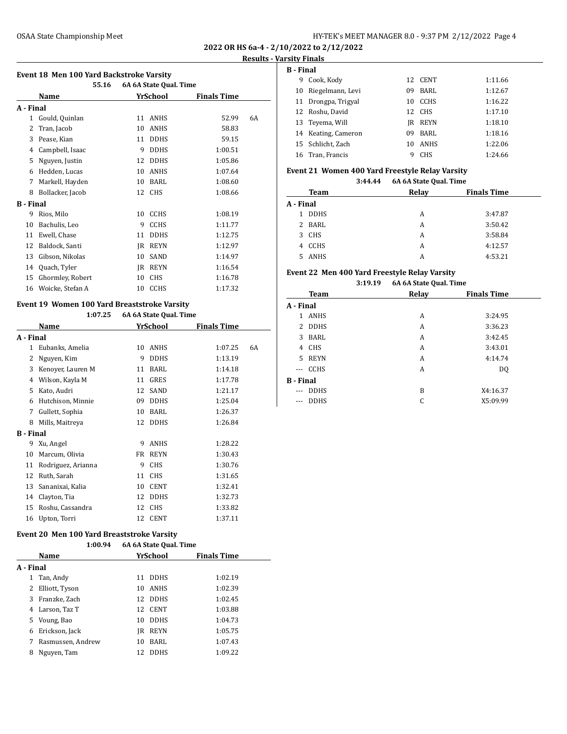**2022 OR HS 6a-4 - 2/10/2022 to 2/12/2022**

**Results - Varsity Finals**

### Event 18 Men 100 Yard Backstroke Varsity

55.16 6A 6A State Qual. Time

| | Name | Yr | School | Finals Time | |
|---|---|---|---|---|---|
| **A - Final** | | | | | |
| 1 | Gould, Quinlan | 11 | ANHS | 52.99 | 6A |
| 2 | Tran, Jacob | 10 | ANHS | 58.83 | |
| 3 | Pease, Kian | 11 | DDHS | 59.15 | |
| 4 | Campbell, Isaac | 9 | DDHS | 1:00.51 | |
| 5 | Nguyen, Justin | 12 | DDHS | 1:05.86 | |
| 6 | Hedden, Lucas | 10 | ANHS | 1:07.64 | |
| 7 | Markell, Hayden | 10 | BARL | 1:08.60 | |
| 8 | Bollacker, Jacob | 12 | CHS | 1:08.66 | |
| **B - Final** | | | | | |
| 9 | Rios, Milo | 10 | CCHS | 1:08.19 | |
| 10 | Bachulis, Leo | 9 | CCHS | 1:11.77 | |
| 11 | Ewell, Chase | 11 | DDHS | 1:12.75 | |
| 12 | Baldock, Santi | JR | REYN | 1:12.97 | |
| 13 | Gibson, Nikolas | 10 | SAND | 1:14.97 | |
| 14 | Quach, Tyler | JR | REYN | 1:16.54 | |
| 15 | Ghormley, Robert | 10 | CHS | 1:16.78 | |
| 16 | Woicke, Stefan A | 10 | CCHS | 1:17.32 | |

### Event 19 Women 100 Yard Breaststroke Varsity

1:07.25 6A 6A State Qual. Time

| | Name | Yr | School | Finals Time | |
|---|---|---|---|---|---|
| **A - Final** | | | | | |
| 1 | Eubanks, Amelia | 10 | ANHS | 1:07.25 | 6A |
| 2 | Nguyen, Kim | 9 | DDHS | 1:13.19 | |
| 3 | Kenoyer, Lauren M | 11 | BARL | 1:14.18 | |
| 4 | Wilson, Kayla M | 11 | GRES | 1:17.78 | |
| 5 | Kato, Audri | 12 | SAND | 1:21.17 | |
| 6 | Hutchison, Minnie | 09 | DDHS | 1:25.04 | |
| 7 | Gullett, Sophia | 10 | BARL | 1:26.37 | |
| 8 | Mills, Maitreya | 12 | DDHS | 1:26.84 | |
| **B - Final** | | | | | |
| 9 | Xu, Angel | 9 | ANHS | 1:28.22 | |
| 10 | Marcum, Olivia | FR | REYN | 1:30.43 | |
| 11 | Rodriguez, Arianna | 9 | CHS | 1:30.76 | |
| 12 | Ruth, Sarah | 11 | CHS | 1:31.65 | |
| 13 | Sananixai, Kalia | 10 | CENT | 1:32.41 | |
| 14 | Clayton, Tia | 12 | DDHS | 1:32.73 | |
| 15 | Roshu, Cassandra | 12 | CHS | 1:33.82 | |
| 16 | Upton, Torri | 12 | CENT | 1:37.11 | |

### Event 20 Men 100 Yard Breaststroke Varsity

1:00.94 6A 6A State Qual. Time

| | Name | Yr | School | Finals Time |
|---|---|---|---|---|
| **A - Final** | | | | |
| 1 | Tan, Andy | 11 | DDHS | 1:02.19 |
| 2 | Elliott, Tyson | 10 | ANHS | 1:02.39 |
| 3 | Franzke, Zach | 12 | DDHS | 1:02.45 |
| 4 | Larson, Taz T | 12 | CENT | 1:03.88 |
| 5 | Voung, Bao | 10 | DDHS | 1:04.73 |
| 6 | Erickson, Jack | JR | REYN | 1:05.75 |
| 7 | Rasmussen, Andrew | 10 | BARL | 1:07.43 |
| 8 | Nguyen, Tam | 12 | DDHS | 1:09.22 |
| **B - Final** | | | | |
| 9 | Cook, Kody | 12 | CENT | 1:11.66 |
| 10 | Riegelmann, Levi | 09 | BARL | 1:12.67 |
| 11 | Drongpa, Trigyal | 10 | CCHS | 1:16.22 |
| 12 | Roshu, David | 12 | CHS | 1:17.10 |
| 13 | Teyema, Will | JR | REYN | 1:18.10 |
| 14 | Keating, Cameron | 09 | BARL | 1:18.16 |
| 15 | Schlicht, Zach | 10 | ANHS | 1:22.06 |
| 16 | Tran, Francis | 9 | CHS | 1:24.66 |

### Event 21 Women 400 Yard Freestyle Relay Varsity

3:44.44 6A 6A State Qual. Time

| | Team | Relay | Finals Time |
|---|---|---|---|
| **A - Final** | | | |
| 1 | DDHS | A | 3:47.87 |
| 2 | BARL | A | 3:50.42 |
| 3 | CHS | A | 3:58.84 |
| 4 | CCHS | A | 4:12.57 |
| 5 | ANHS | A | 4:53.21 |

### Event 22 Men 400 Yard Freestyle Relay Varsity

3:19.19 6A 6A State Qual. Time

| | Team | Relay | Finals Time |
|---|---|---|---|
| **A - Final** | | | |
| 1 | ANHS | A | 3:24.95 |
| 2 | DDHS | A | 3:36.23 |
| 3 | BARL | A | 3:42.45 |
| 4 | CHS | A | 3:43.01 |
| 5 | REYN | A | 4:14.74 |
| --- | CCHS | A | DQ |
| **B - Final** | | | |
| --- | DDHS | B | X4:16.37 |
| --- | DDHS | C | X5:09.99 |